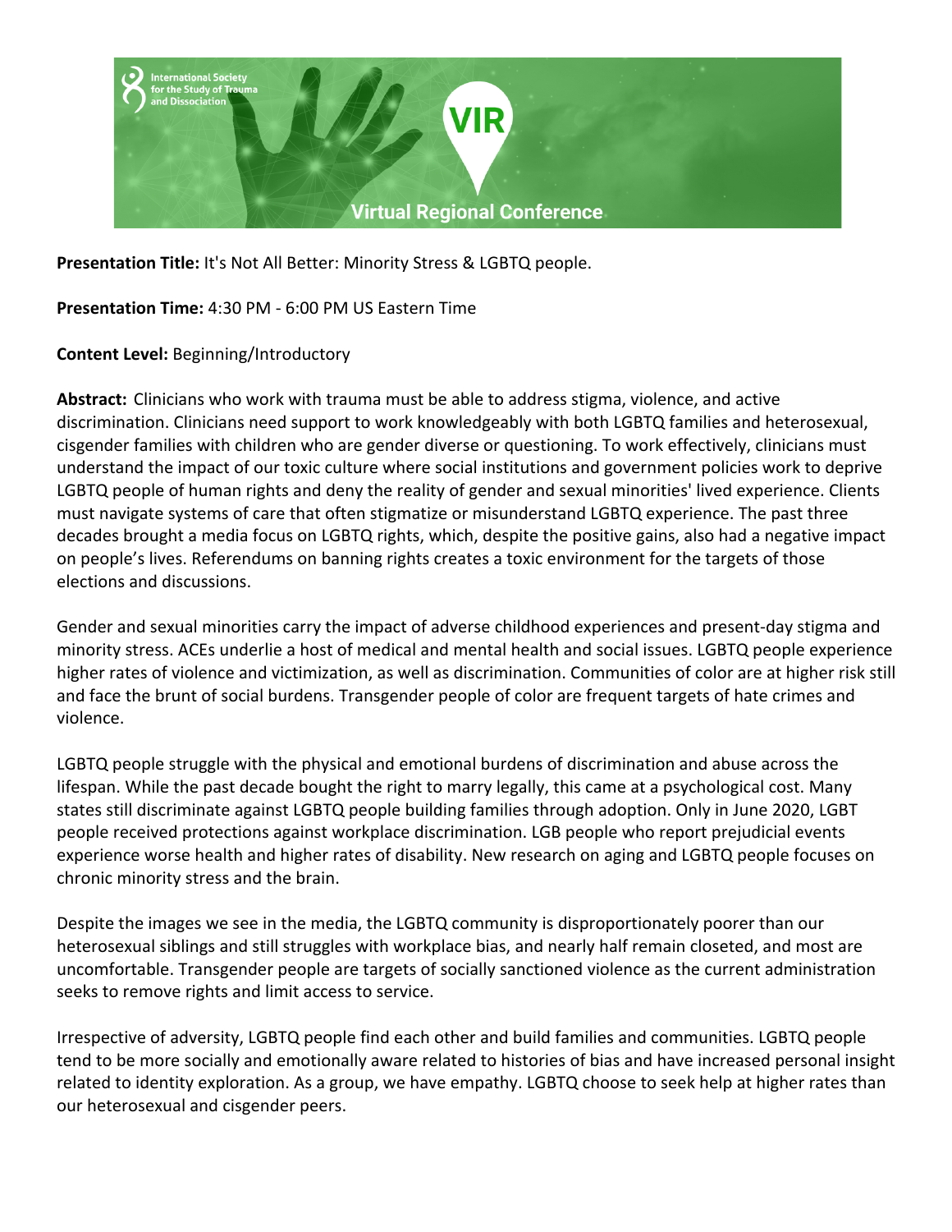**Presentation Title:** It's Not All Better: Minority Stress & LGBTQ people.

**Presentation Time:** 4:30 PM - 6:00 PM US Eastern Time

**Content Level:** Beginning/Introductory

**Abstract:** Clinicians who work with trauma must be able to address stigma, violence, and active discrimination. Clinicians need support to work knowledgeably with both LGBTQ families and heterosexual, cisgender families with children who are gender diverse or questioning. To work effectively, clinicians must understand the impact of our toxic culture where social institutions and government policies work to deprive LGBTQ people of human rights and deny the reality of gender and sexual minorities' lived experience. Clients must navigate systems of care that often stigmatize or misunderstand LGBTQ experience. The past three decades brought a media focus on LGBTQ rights, which, despite the positive gains, also had a negative impact on people's lives. Referendums on banning rights creates a toxic environment for the targets of those elections and discussions.

Gender and sexual minorities carry the impact of adverse childhood experiences and present-day stigma and minority stress. ACEs underlie a host of medical and mental health and social issues. LGBTQ people experience higher rates of violence and victimization, as well as discrimination. Communities of color are at higher risk still and face the brunt of social burdens. Transgender people of color are frequent targets of hate crimes and violence.

LGBTQ people struggle with the physical and emotional burdens of discrimination and abuse across the lifespan. While the past decade bought the right to marry legally, this came at a psychological cost. Many states still discriminate against LGBTQ people building families through adoption. Only in June 2020, LGBT people received protections against workplace discrimination. LGB people who report prejudicial events experience worse health and higher rates of disability. New research on aging and LGBTQ people focuses on chronic minority stress and the brain.

Despite the images we see in the media, the LGBTQ community is disproportionately poorer than our heterosexual siblings and still struggles with workplace bias, and nearly half remain closeted, and most are uncomfortable. Transgender people are targets of socially sanctioned violence as the current administration seeks to remove rights and limit access to service.

Irrespective of adversity, LGBTQ people find each other and build families and communities. LGBTQ people tend to be more socially and emotionally aware related to histories of bias and have increased personal insight related to identity exploration. As a group, we have empathy. LGBTQ choose to seek help at higher rates than our heterosexual and cisgender peers.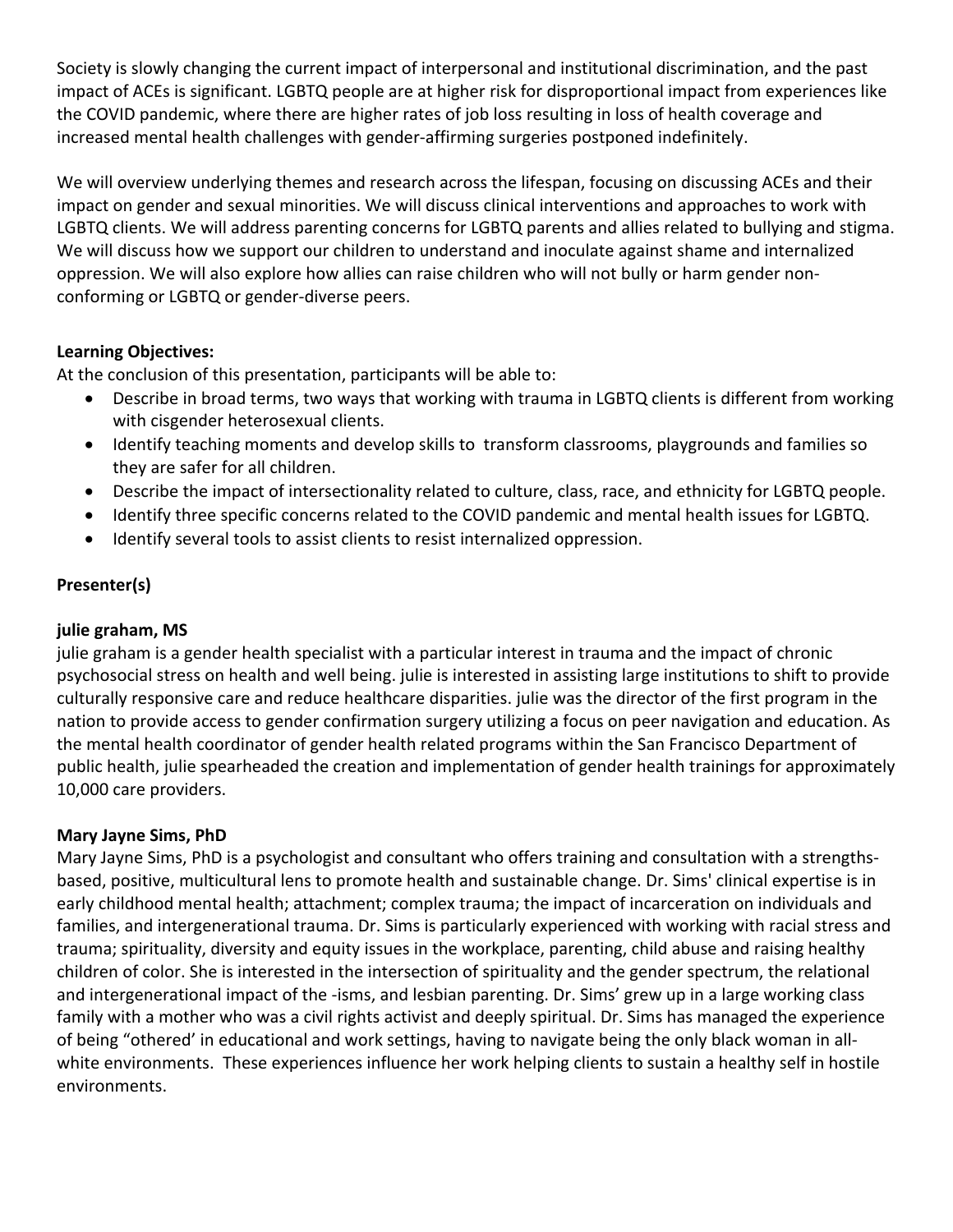Society is slowly changing the current impact of interpersonal and institutional discrimination, and the past impact of ACEs is significant. LGBTQ people are at higher risk for disproportional impact from experiences like the COVID pandemic, where there are higher rates of job loss resulting in loss of health coverage and increased mental health challenges with gender-affirming surgeries postponed indefinitely.

We will overview underlying themes and research across the lifespan, focusing on discussing ACEs and their impact on gender and sexual minorities. We will discuss clinical interventions and approaches to work with LGBTQ clients. We will address parenting concerns for LGBTQ parents and allies related to bullying and stigma. We will discuss how we support our children to understand and inoculate against shame and internalized oppression. We will also explore how allies can raise children who will not bully or harm gender non-conforming or LGBTQ or gender-diverse peers.

**Learning Objectives:**

At the conclusion of this presentation, participants will be able to:

- Describe in broad terms, two ways that working with trauma in LGBTQ clients is different from working with cisgender heterosexual clients.
- Identify teaching moments and develop skills to transform classrooms, playgrounds and families so they are safer for all children.
- Describe the impact of intersectionality related to culture, class, race, and ethnicity for LGBTQ people.
- Identify three specific concerns related to the COVID pandemic and mental health issues for LGBTQ.
- Identify several tools to assist clients to resist internalized oppression.

**Presenter(s)**

**julie graham, MS**

julie graham is a gender health specialist with a particular interest in trauma and the impact of chronic psychosocial stress on health and well being. julie is interested in assisting large institutions to shift to provide culturally responsive care and reduce healthcare disparities. julie was the director of the first program in the nation to provide access to gender confirmation surgery utilizing a focus on peer navigation and education. As the mental health coordinator of gender health related programs within the San Francisco Department of public health, julie spearheaded the creation and implementation of gender health trainings for approximately 10,000 care providers.

**Mary Jayne Sims, PhD**

Mary Jayne Sims, PhD is a psychologist and consultant who offers training and consultation with a strengths-based, positive, multicultural lens to promote health and sustainable change. Dr. Sims' clinical expertise is in early childhood mental health; attachment; complex trauma; the impact of incarceration on individuals and families, and intergenerational trauma. Dr. Sims is particularly experienced with working with racial stress and trauma; spirituality, diversity and equity issues in the workplace, parenting, child abuse and raising healthy children of color. She is interested in the intersection of spirituality and the gender spectrum, the relational and intergenerational impact of the -isms, and lesbian parenting. Dr. Sims' grew up in a large working class family with a mother who was a civil rights activist and deeply spiritual. Dr. Sims has managed the experience of being "othered' in educational and work settings, having to navigate being the only black woman in all-white environments. These experiences influence her work helping clients to sustain a healthy self in hostile environments.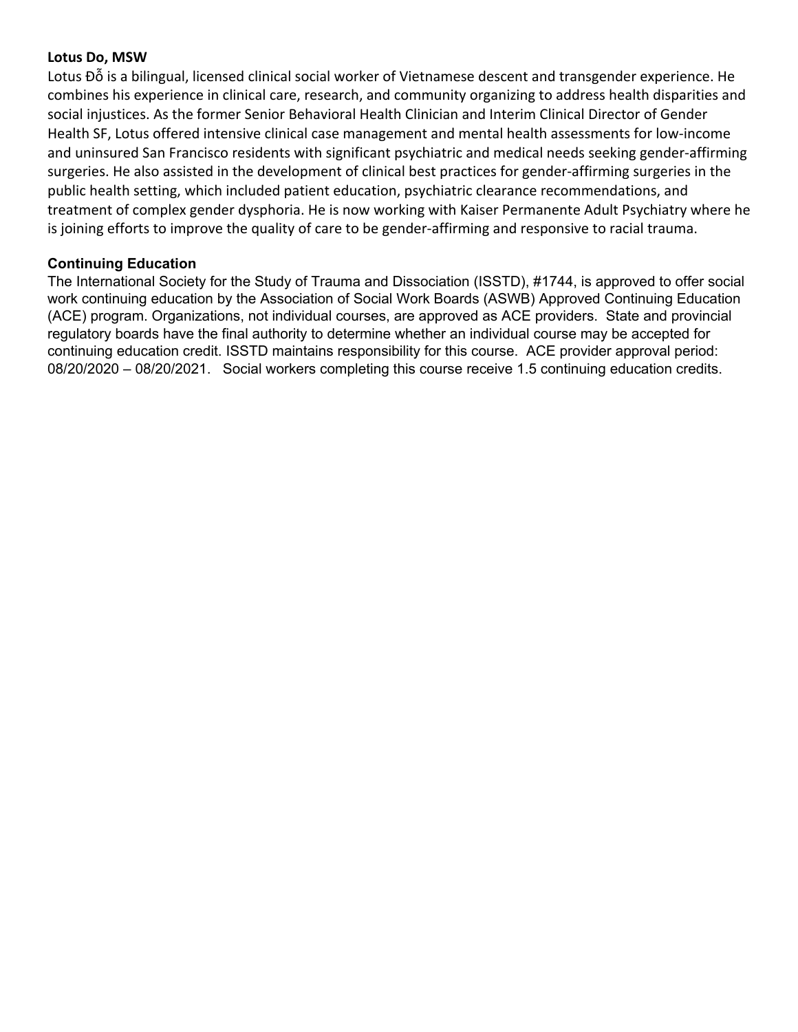**Lotus Do, MSW**

Lotus Đỗ is a bilingual, licensed clinical social worker of Vietnamese descent and transgender experience. He combines his experience in clinical care, research, and community organizing to address health disparities and social injustices. As the former Senior Behavioral Health Clinician and Interim Clinical Director of Gender Health SF, Lotus offered intensive clinical case management and mental health assessments for low-income and uninsured San Francisco residents with significant psychiatric and medical needs seeking gender-affirming surgeries. He also assisted in the development of clinical best practices for gender-affirming surgeries in the public health setting, which included patient education, psychiatric clearance recommendations, and treatment of complex gender dysphoria. He is now working with Kaiser Permanente Adult Psychiatry where he is joining efforts to improve the quality of care to be gender-affirming and responsive to racial trauma.

**Continuing Education**

The International Society for the Study of Trauma and Dissociation (ISSTD), #1744, is approved to offer social work continuing education by the Association of Social Work Boards (ASWB) Approved Continuing Education (ACE) program. Organizations, not individual courses, are approved as ACE providers. State and provincial regulatory boards have the final authority to determine whether an individual course may be accepted for continuing education credit. ISSTD maintains responsibility for this course. ACE provider approval period: 08/20/2020 – 08/20/2021. Social workers completing this course receive 1.5 continuing education credits.